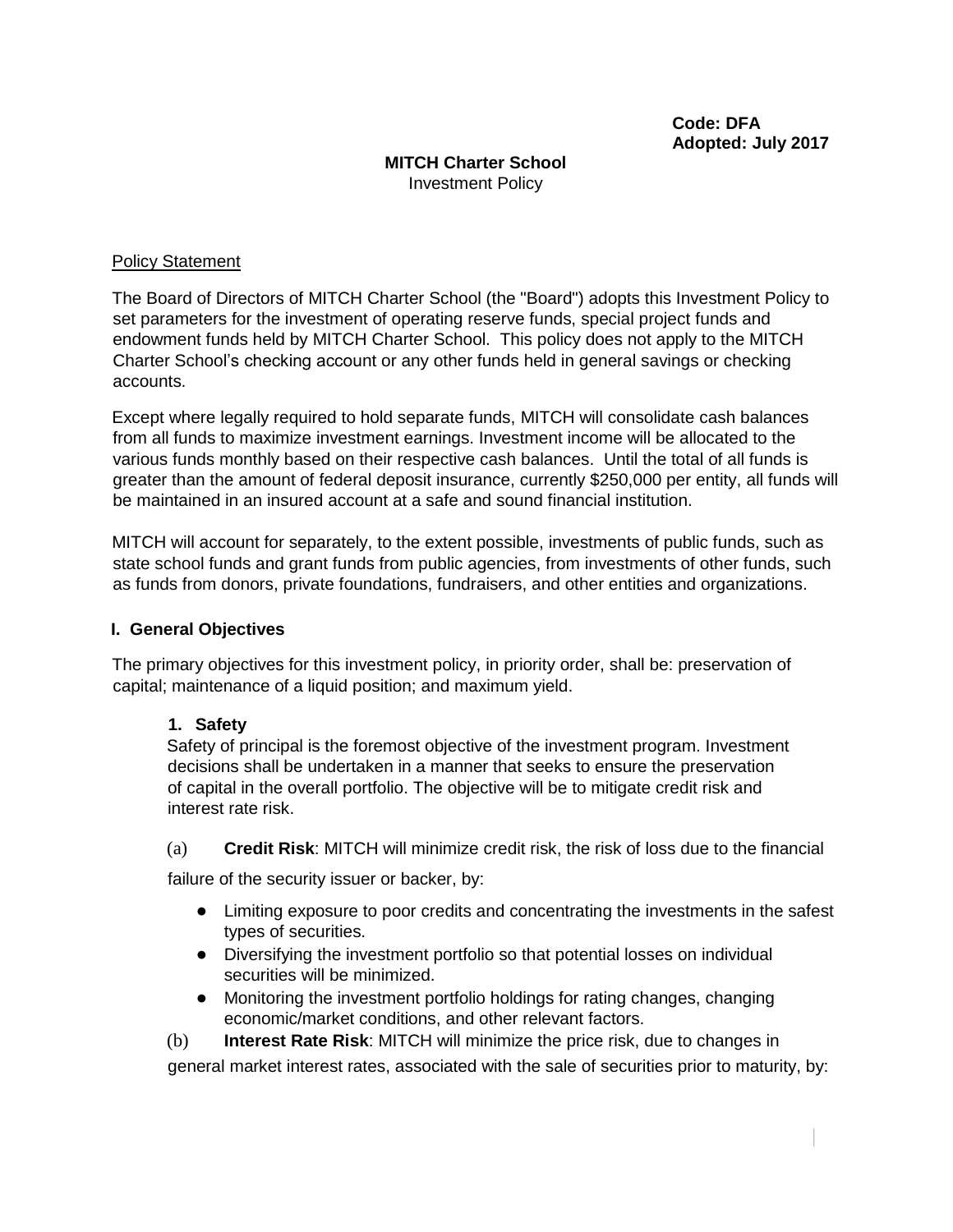**Code: DFA**
**Adopted: July 2017**

**MITCH Charter School**
Investment Policy

Policy Statement

The Board of Directors of MITCH Charter School (the "Board") adopts this Investment Policy to set parameters for the investment of operating reserve funds, special project funds and endowment funds held by MITCH Charter School. This policy does not apply to the MITCH Charter School's checking account or any other funds held in general savings or checking accounts.

Except where legally required to hold separate funds, MITCH will consolidate cash balances from all funds to maximize investment earnings. Investment income will be allocated to the various funds monthly based on their respective cash balances. Until the total of all funds is greater than the amount of federal deposit insurance, currently $250,000 per entity, all funds will be maintained in an insured account at a safe and sound financial institution.

MITCH will account for separately, to the extent possible, investments of public funds, such as state school funds and grant funds from public agencies, from investments of other funds, such as funds from donors, private foundations, fundraisers, and other entities and organizations.

## I. General Objectives

The primary objectives for this investment policy, in priority order, shall be: preservation of capital; maintenance of a liquid position; and maximum yield.

### 1. Safety

Safety of principal is the foremost objective of the investment program. Investment decisions shall be undertaken in a manner that seeks to ensure the preservation of capital in the overall portfolio. The objective will be to mitigate credit risk and interest rate risk.

(a) **Credit Risk**: MITCH will minimize credit risk, the risk of loss due to the financial failure of the security issuer or backer, by:

- Limiting exposure to poor credits and concentrating the investments in the safest types of securities.
- Diversifying the investment portfolio so that potential losses on individual securities will be minimized.
- Monitoring the investment portfolio holdings for rating changes, changing economic/market conditions, and other relevant factors.

(b) **Interest Rate Risk**: MITCH will minimize the price risk, due to changes in general market interest rates, associated with the sale of securities prior to maturity, by: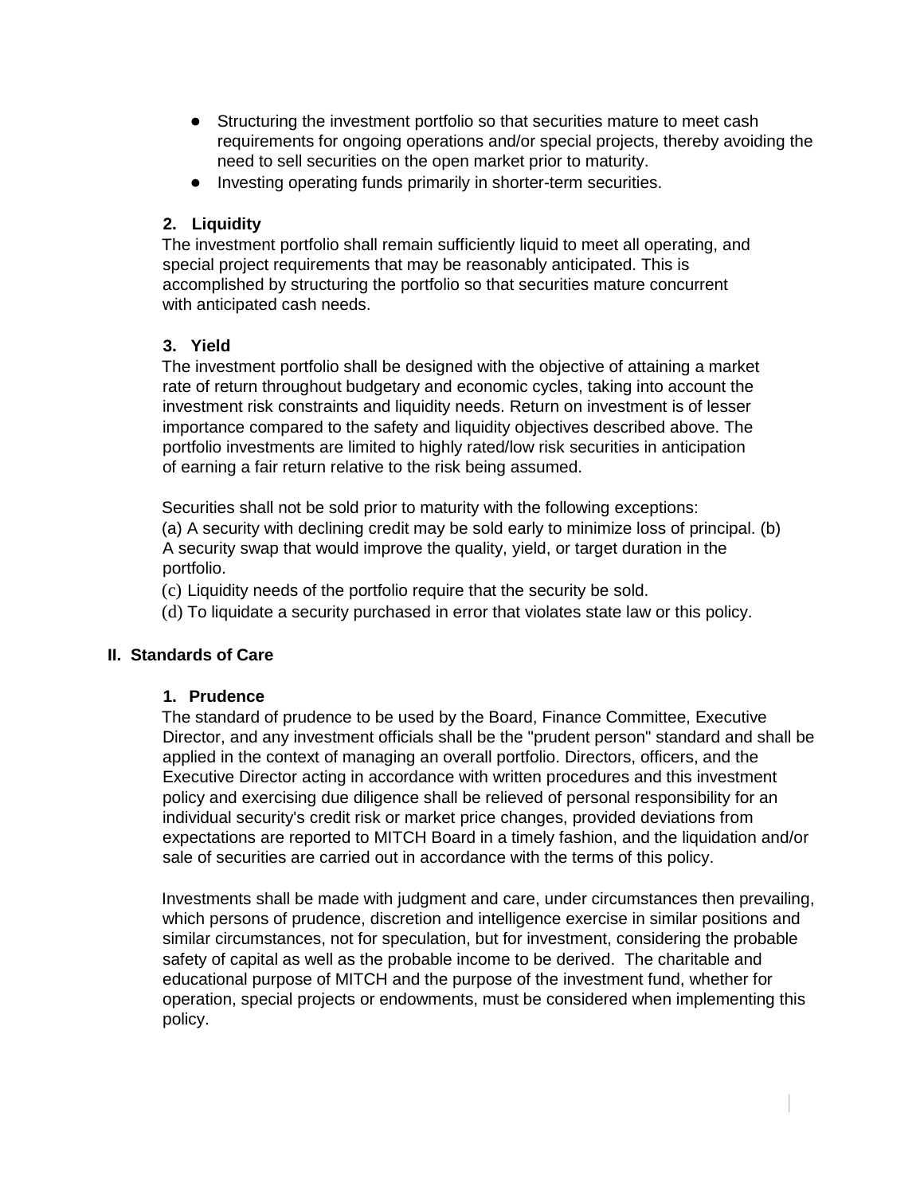- Structuring the investment portfolio so that securities mature to meet cash requirements for ongoing operations and/or special projects, thereby avoiding the need to sell securities on the open market prior to maturity.
- Investing operating funds primarily in shorter-term securities.

**2. Liquidity**

The investment portfolio shall remain sufficiently liquid to meet all operating, and special project requirements that may be reasonably anticipated. This is accomplished by structuring the portfolio so that securities mature concurrent with anticipated cash needs.

**3. Yield**

The investment portfolio shall be designed with the objective of attaining a market rate of return throughout budgetary and economic cycles, taking into account the investment risk constraints and liquidity needs. Return on investment is of lesser importance compared to the safety and liquidity objectives described above. The portfolio investments are limited to highly rated/low risk securities in anticipation of earning a fair return relative to the risk being assumed.

Securities shall not be sold prior to maturity with the following exceptions:
(a) A security with declining credit may be sold early to minimize loss of principal. (b) A security swap that would improve the quality, yield, or target duration in the portfolio.
(c) Liquidity needs of the portfolio require that the security be sold.
(d) To liquidate a security purchased in error that violates state law or this policy.

## II. Standards of Care

**1. Prudence**

The standard of prudence to be used by the Board, Finance Committee, Executive Director, and any investment officials shall be the "prudent person" standard and shall be applied in the context of managing an overall portfolio. Directors, officers, and the Executive Director acting in accordance with written procedures and this investment policy and exercising due diligence shall be relieved of personal responsibility for an individual security's credit risk or market price changes, provided deviations from expectations are reported to MITCH Board in a timely fashion, and the liquidation and/or sale of securities are carried out in accordance with the terms of this policy.

Investments shall be made with judgment and care, under circumstances then prevailing, which persons of prudence, discretion and intelligence exercise in similar positions and similar circumstances, not for speculation, but for investment, considering the probable safety of capital as well as the probable income to be derived. The charitable and educational purpose of MITCH and the purpose of the investment fund, whether for operation, special projects or endowments, must be considered when implementing this policy.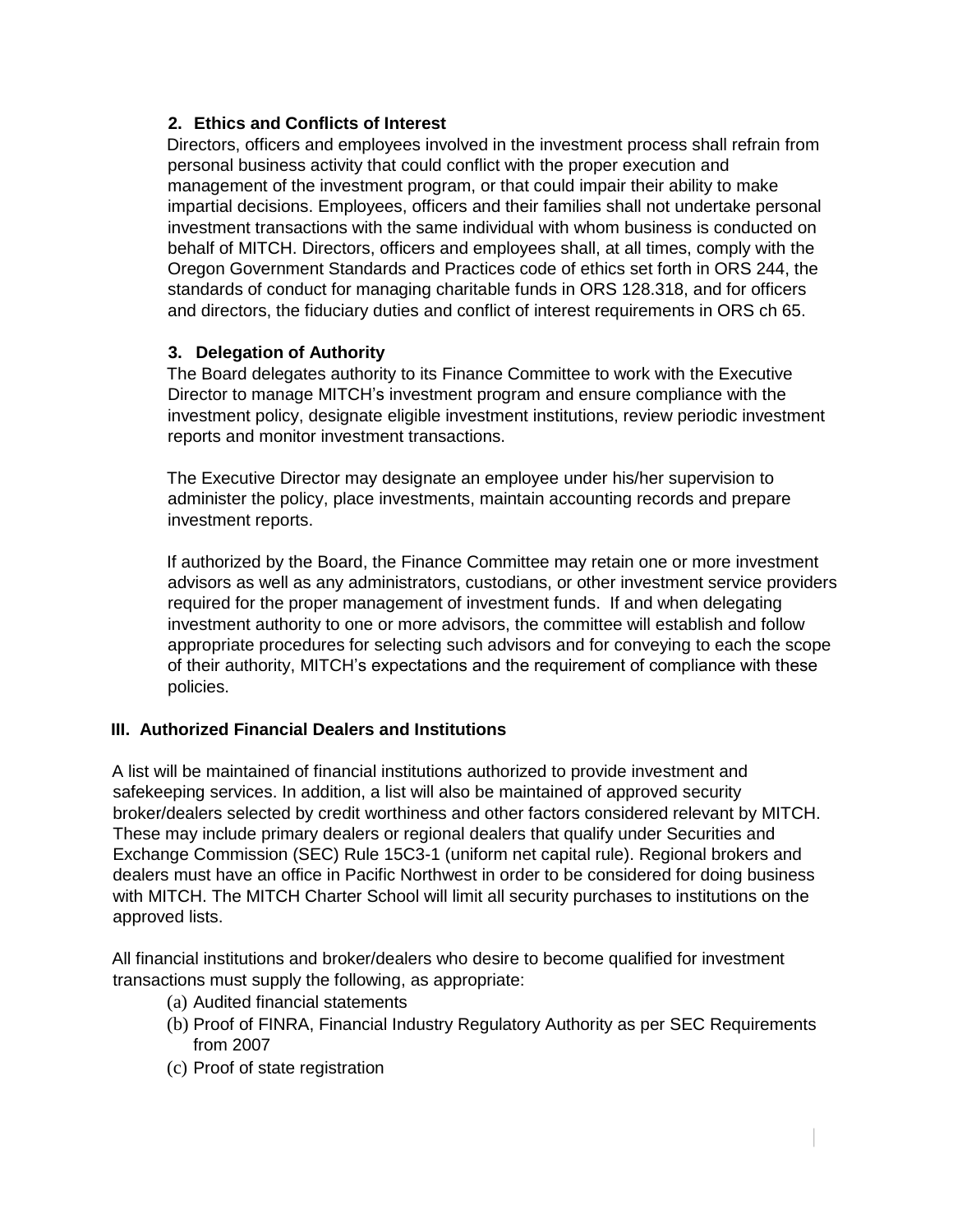### 2. Ethics and Conflicts of Interest

Directors, officers and employees involved in the investment process shall refrain from personal business activity that could conflict with the proper execution and management of the investment program, or that could impair their ability to make impartial decisions. Employees, officers and their families shall not undertake personal investment transactions with the same individual with whom business is conducted on behalf of MITCH. Directors, officers and employees shall, at all times, comply with the Oregon Government Standards and Practices code of ethics set forth in ORS 244, the standards of conduct for managing charitable funds in ORS 128.318, and for officers and directors, the fiduciary duties and conflict of interest requirements in ORS ch 65.

### 3. Delegation of Authority

The Board delegates authority to its Finance Committee to work with the Executive Director to manage MITCH's investment program and ensure compliance with the investment policy, designate eligible investment institutions, review periodic investment reports and monitor investment transactions.

The Executive Director may designate an employee under his/her supervision to administer the policy, place investments, maintain accounting records and prepare investment reports.

If authorized by the Board, the Finance Committee may retain one or more investment advisors as well as any administrators, custodians, or other investment service providers required for the proper management of investment funds. If and when delegating investment authority to one or more advisors, the committee will establish and follow appropriate procedures for selecting such advisors and for conveying to each the scope of their authority, MITCH's expectations and the requirement of compliance with these policies.

## III. Authorized Financial Dealers and Institutions

A list will be maintained of financial institutions authorized to provide investment and safekeeping services. In addition, a list will also be maintained of approved security broker/dealers selected by credit worthiness and other factors considered relevant by MITCH. These may include primary dealers or regional dealers that qualify under Securities and Exchange Commission (SEC) Rule 15C3-1 (uniform net capital rule). Regional brokers and dealers must have an office in Pacific Northwest in order to be considered for doing business with MITCH. The MITCH Charter School will limit all security purchases to institutions on the approved lists.

All financial institutions and broker/dealers who desire to become qualified for investment transactions must supply the following, as appropriate:

(a) Audited financial statements
(b) Proof of FINRA, Financial Industry Regulatory Authority as per SEC Requirements from 2007
(c) Proof of state registration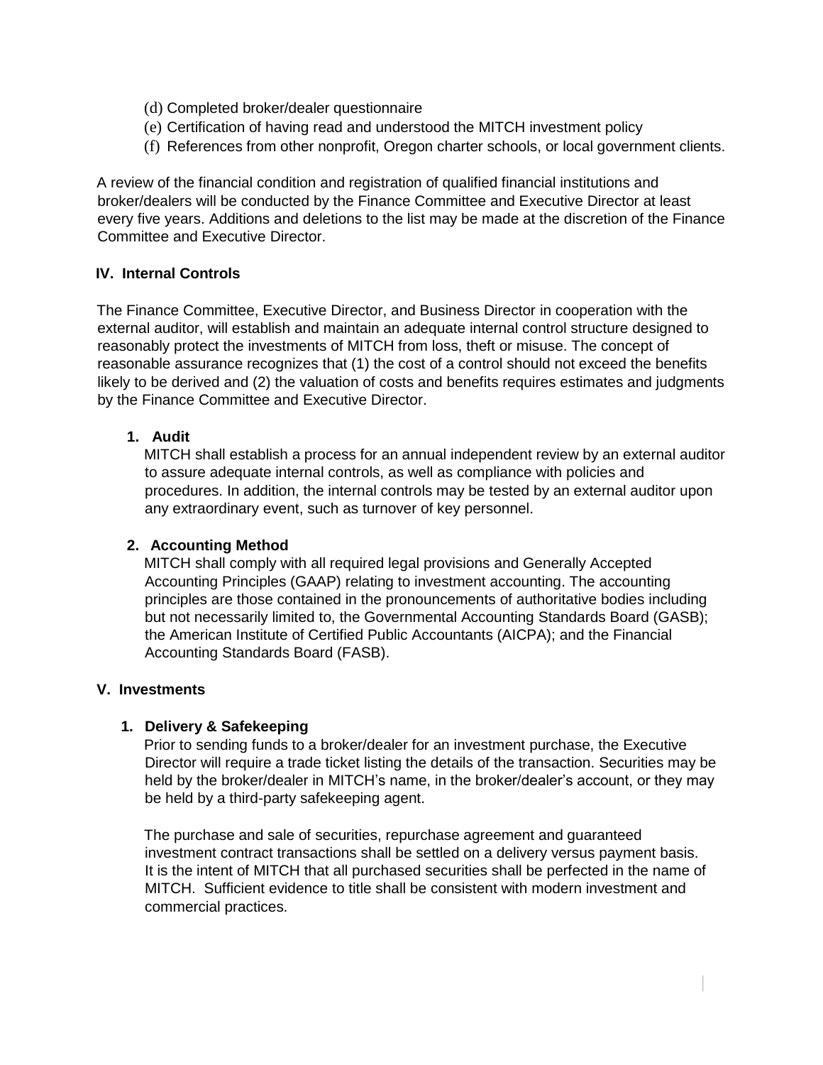(d) Completed broker/dealer questionnaire
(e) Certification of having read and understood the MITCH investment policy
(f) References from other nonprofit, Oregon charter schools, or local government clients.

A review of the financial condition and registration of qualified financial institutions and broker/dealers will be conducted by the Finance Committee and Executive Director at least every five years. Additions and deletions to the list may be made at the discretion of the Finance Committee and Executive Director.

## IV. Internal Controls

The Finance Committee, Executive Director, and Business Director in cooperation with the external auditor, will establish and maintain an adequate internal control structure designed to reasonably protect the investments of MITCH from loss, theft or misuse. The concept of reasonable assurance recognizes that (1) the cost of a control should not exceed the benefits likely to be derived and (2) the valuation of costs and benefits requires estimates and judgments by the Finance Committee and Executive Director.

### 1. Audit

MITCH shall establish a process for an annual independent review by an external auditor to assure adequate internal controls, as well as compliance with policies and procedures. In addition, the internal controls may be tested by an external auditor upon any extraordinary event, such as turnover of key personnel.

### 2. Accounting Method

MITCH shall comply with all required legal provisions and Generally Accepted Accounting Principles (GAAP) relating to investment accounting. The accounting principles are those contained in the pronouncements of authoritative bodies including but not necessarily limited to, the Governmental Accounting Standards Board (GASB); the American Institute of Certified Public Accountants (AICPA); and the Financial Accounting Standards Board (FASB).

## V. Investments

### 1. Delivery & Safekeeping

Prior to sending funds to a broker/dealer for an investment purchase, the Executive Director will require a trade ticket listing the details of the transaction. Securities may be held by the broker/dealer in MITCH's name, in the broker/dealer's account, or they may be held by a third-party safekeeping agent.

The purchase and sale of securities, repurchase agreement and guaranteed investment contract transactions shall be settled on a delivery versus payment basis. It is the intent of MITCH that all purchased securities shall be perfected in the name of MITCH. Sufficient evidence to title shall be consistent with modern investment and commercial practices.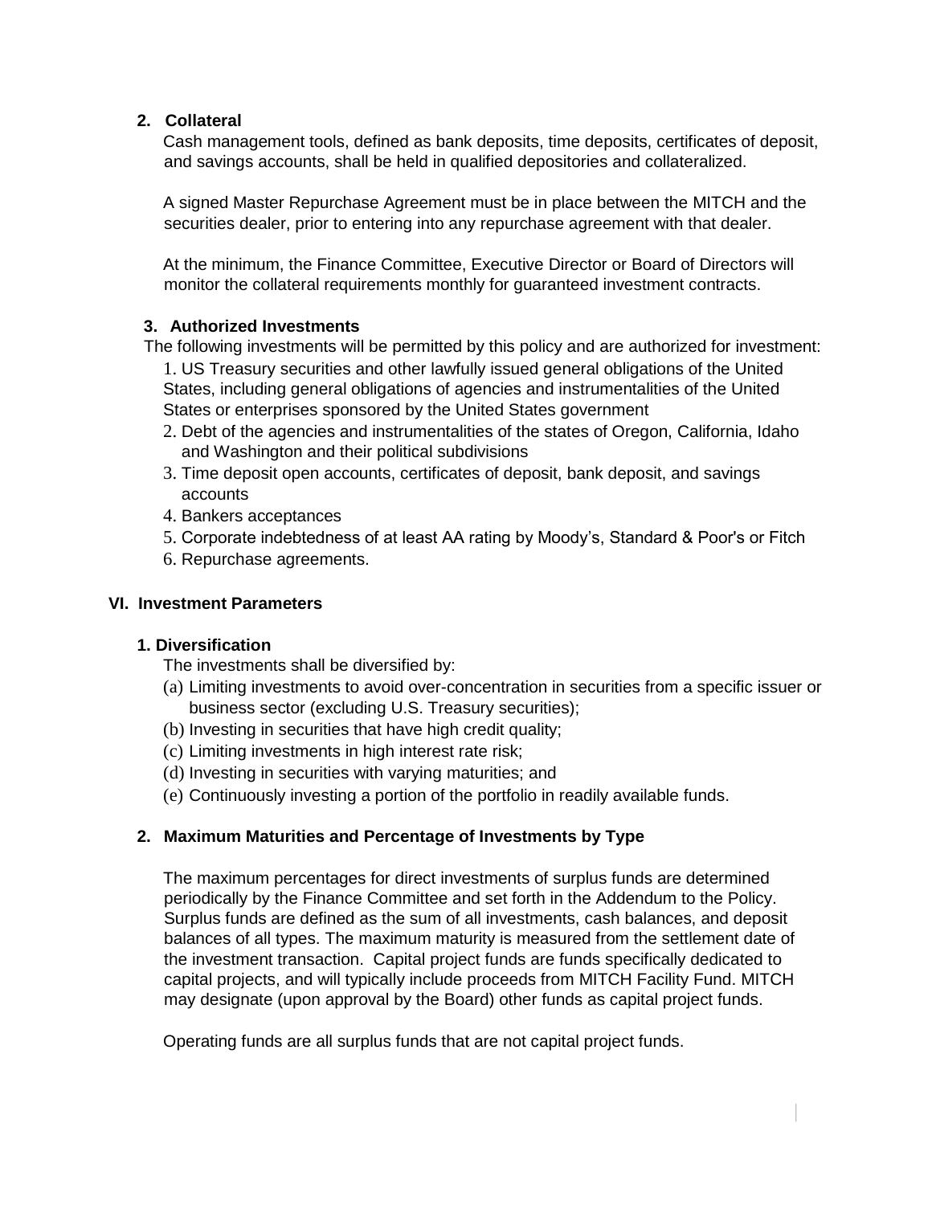### 2. Collateral

Cash management tools, defined as bank deposits, time deposits, certificates of deposit, and savings accounts, shall be held in qualified depositories and collateralized.

A signed Master Repurchase Agreement must be in place between the MITCH and the securities dealer, prior to entering into any repurchase agreement with that dealer.

At the minimum, the Finance Committee, Executive Director or Board of Directors will monitor the collateral requirements monthly for guaranteed investment contracts.

### 3. Authorized Investments

The following investments will be permitted by this policy and are authorized for investment:

1. US Treasury securities and other lawfully issued general obligations of the United States, including general obligations of agencies and instrumentalities of the United States or enterprises sponsored by the United States government
2. Debt of the agencies and instrumentalities of the states of Oregon, California, Idaho and Washington and their political subdivisions
3. Time deposit open accounts, certificates of deposit, bank deposit, and savings accounts
4. Bankers acceptances
5. Corporate indebtedness of at least AA rating by Moody's, Standard & Poor's or Fitch
6. Repurchase agreements.

## VI. Investment Parameters

### 1. Diversification

The investments shall be diversified by:

(a) Limiting investments to avoid over-concentration in securities from a specific issuer or business sector (excluding U.S. Treasury securities);
(b) Investing in securities that have high credit quality;
(c) Limiting investments in high interest rate risk;
(d) Investing in securities with varying maturities; and
(e) Continuously investing a portion of the portfolio in readily available funds.

### 2. Maximum Maturities and Percentage of Investments by Type

The maximum percentages for direct investments of surplus funds are determined periodically by the Finance Committee and set forth in the Addendum to the Policy. Surplus funds are defined as the sum of all investments, cash balances, and deposit balances of all types. The maximum maturity is measured from the settlement date of the investment transaction. Capital project funds are funds specifically dedicated to capital projects, and will typically include proceeds from MITCH Facility Fund. MITCH may designate (upon approval by the Board) other funds as capital project funds.

Operating funds are all surplus funds that are not capital project funds.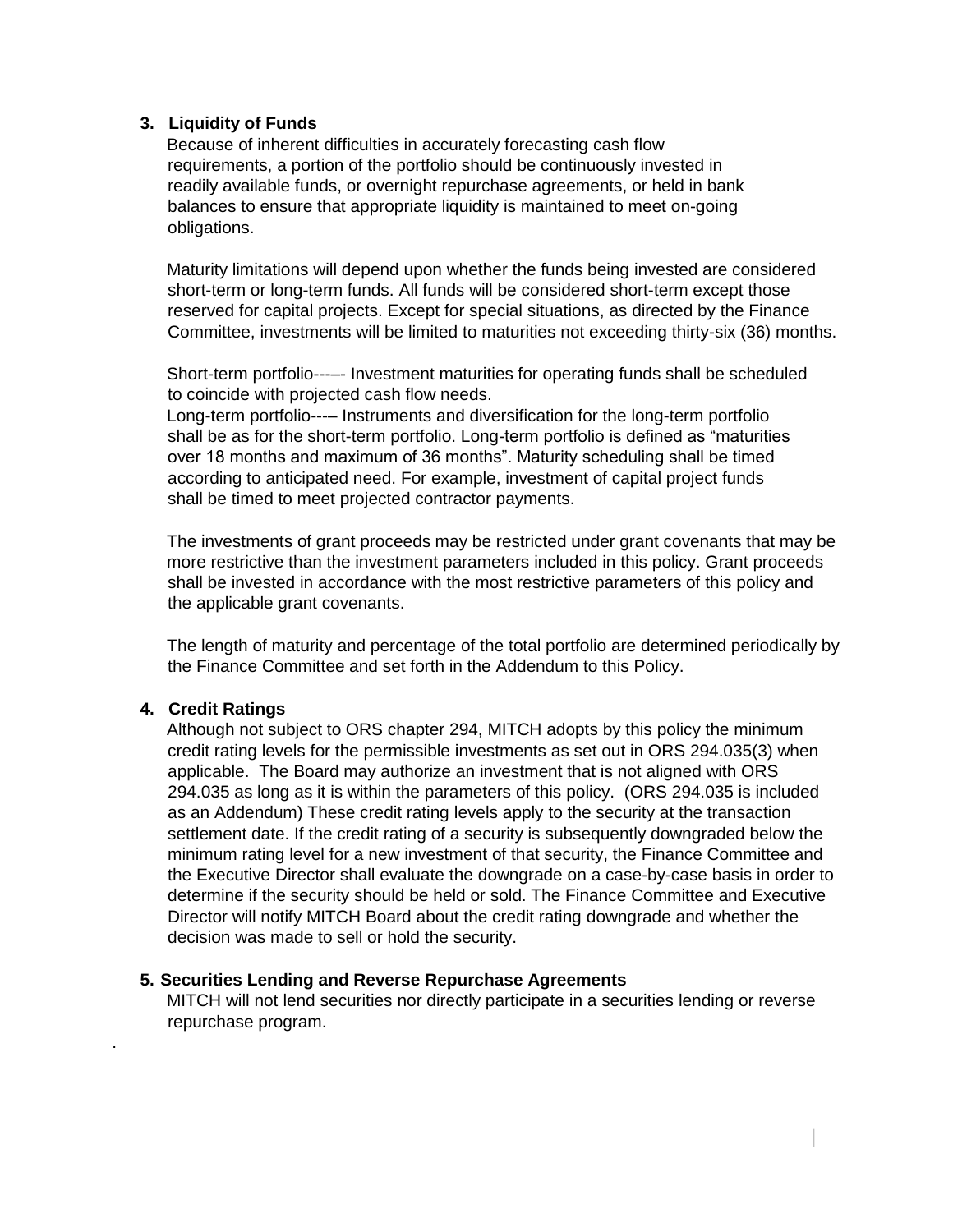3. **Liquidity of Funds**

   Because of inherent difficulties in accurately forecasting cash flow requirements, a portion of the portfolio should be continuously invested in readily available funds, or overnight repurchase agreements, or held in bank balances to ensure that appropriate liquidity is maintained to meet on-going obligations.

   Maturity limitations will depend upon whether the funds being invested are considered short-term or long-term funds. All funds will be considered short-term except those reserved for capital projects. Except for special situations, as directed by the Finance Committee, investments will be limited to maturities not exceeding thirty-six (36) months.

   Short-term portfolio----- Investment maturities for operating funds shall be scheduled to coincide with projected cash flow needs.
   Long-term portfolio---– Instruments and diversification for the long-term portfolio shall be as for the short-term portfolio. Long-term portfolio is defined as "maturities over 18 months and maximum of 36 months". Maturity scheduling shall be timed according to anticipated need. For example, investment of capital project funds shall be timed to meet projected contractor payments.

   The investments of grant proceeds may be restricted under grant covenants that may be more restrictive than the investment parameters included in this policy. Grant proceeds shall be invested in accordance with the most restrictive parameters of this policy and the applicable grant covenants.

   The length of maturity and percentage of the total portfolio are determined periodically by the Finance Committee and set forth in the Addendum to this Policy.

4. **Credit Ratings**

   Although not subject to ORS chapter 294, MITCH adopts by this policy the minimum credit rating levels for the permissible investments as set out in ORS 294.035(3) when applicable. The Board may authorize an investment that is not aligned with ORS 294.035 as long as it is within the parameters of this policy. (ORS 294.035 is included as an Addendum) These credit rating levels apply to the security at the transaction settlement date. If the credit rating of a security is subsequently downgraded below the minimum rating level for a new investment of that security, the Finance Committee and the Executive Director shall evaluate the downgrade on a case-by-case basis in order to determine if the security should be held or sold. The Finance Committee and Executive Director will notify MITCH Board about the credit rating downgrade and whether the decision was made to sell or hold the security.

5. **Securities Lending and Reverse Repurchase Agreements**

   MITCH will not lend securities nor directly participate in a securities lending or reverse repurchase program.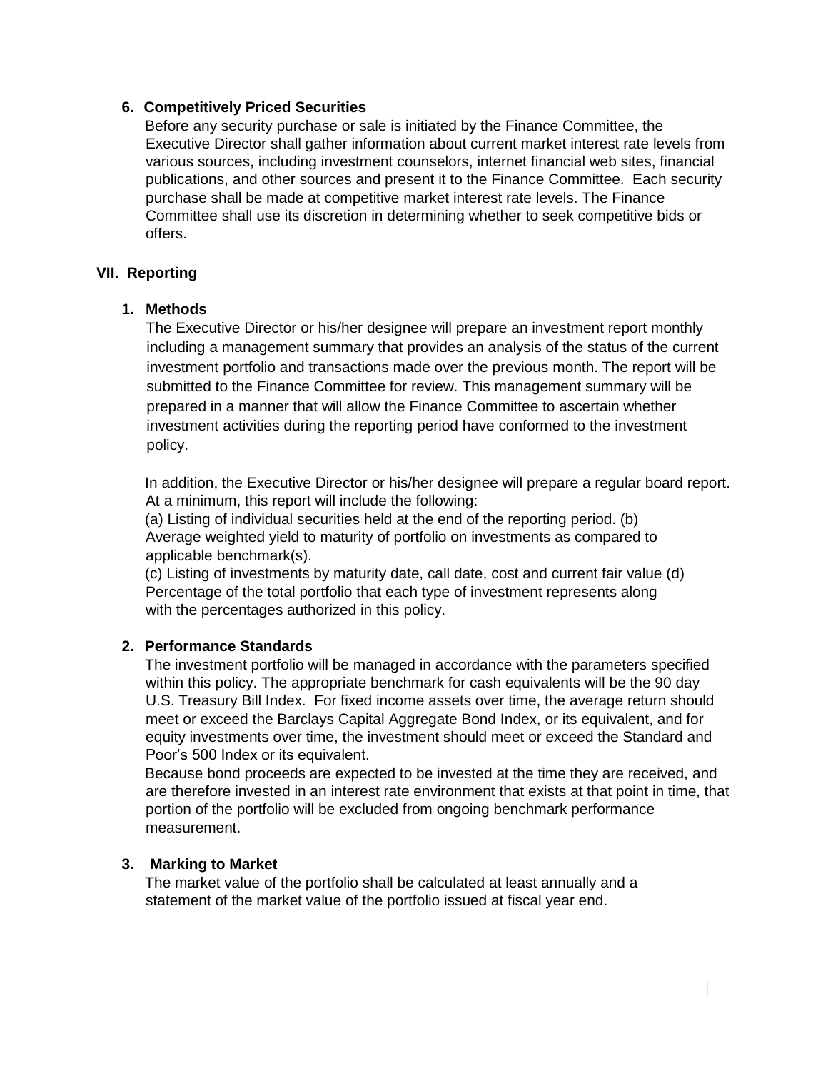### 6. Competitively Priced Securities

Before any security purchase or sale is initiated by the Finance Committee, the Executive Director shall gather information about current market interest rate levels from various sources, including investment counselors, internet financial web sites, financial publications, and other sources and present it to the Finance Committee. Each security purchase shall be made at competitive market interest rate levels. The Finance Committee shall use its discretion in determining whether to seek competitive bids or offers.

## VII. Reporting

### 1. Methods

The Executive Director or his/her designee will prepare an investment report monthly including a management summary that provides an analysis of the status of the current investment portfolio and transactions made over the previous month. The report will be submitted to the Finance Committee for review. This management summary will be prepared in a manner that will allow the Finance Committee to ascertain whether investment activities during the reporting period have conformed to the investment policy.

In addition, the Executive Director or his/her designee will prepare a regular board report. At a minimum, this report will include the following:

(a) Listing of individual securities held at the end of the reporting period. (b) Average weighted yield to maturity of portfolio on investments as compared to applicable benchmark(s).

(c) Listing of investments by maturity date, call date, cost and current fair value (d) Percentage of the total portfolio that each type of investment represents along with the percentages authorized in this policy.

### 2. Performance Standards

The investment portfolio will be managed in accordance with the parameters specified within this policy. The appropriate benchmark for cash equivalents will be the 90 day U.S. Treasury Bill Index. For fixed income assets over time, the average return should meet or exceed the Barclays Capital Aggregate Bond Index, or its equivalent, and for equity investments over time, the investment should meet or exceed the Standard and Poor's 500 Index or its equivalent.

Because bond proceeds are expected to be invested at the time they are received, and are therefore invested in an interest rate environment that exists at that point in time, that portion of the portfolio will be excluded from ongoing benchmark performance measurement.

### 3. Marking to Market

The market value of the portfolio shall be calculated at least annually and a statement of the market value of the portfolio issued at fiscal year end.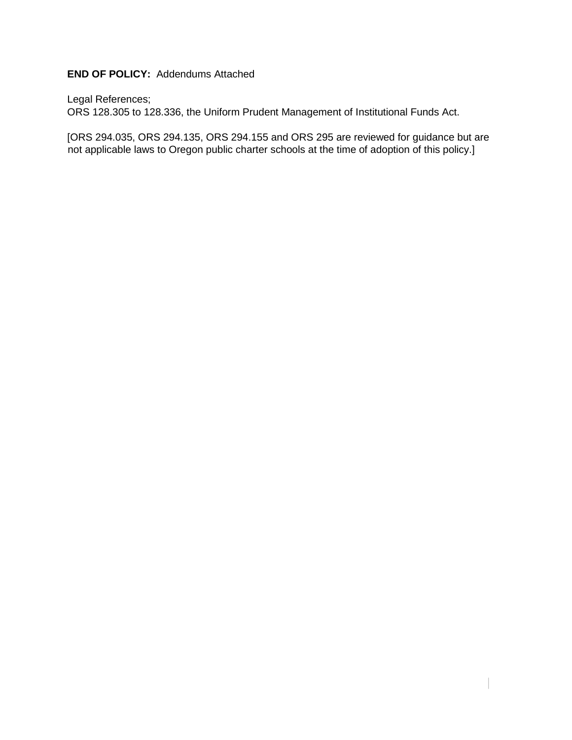**END OF POLICY:** Addendums Attached

Legal References;
ORS 128.305 to 128.336, the Uniform Prudent Management of Institutional Funds Act.

[ORS 294.035, ORS 294.135, ORS 294.155 and ORS 295 are reviewed for guidance but are not applicable laws to Oregon public charter schools at the time of adoption of this policy.]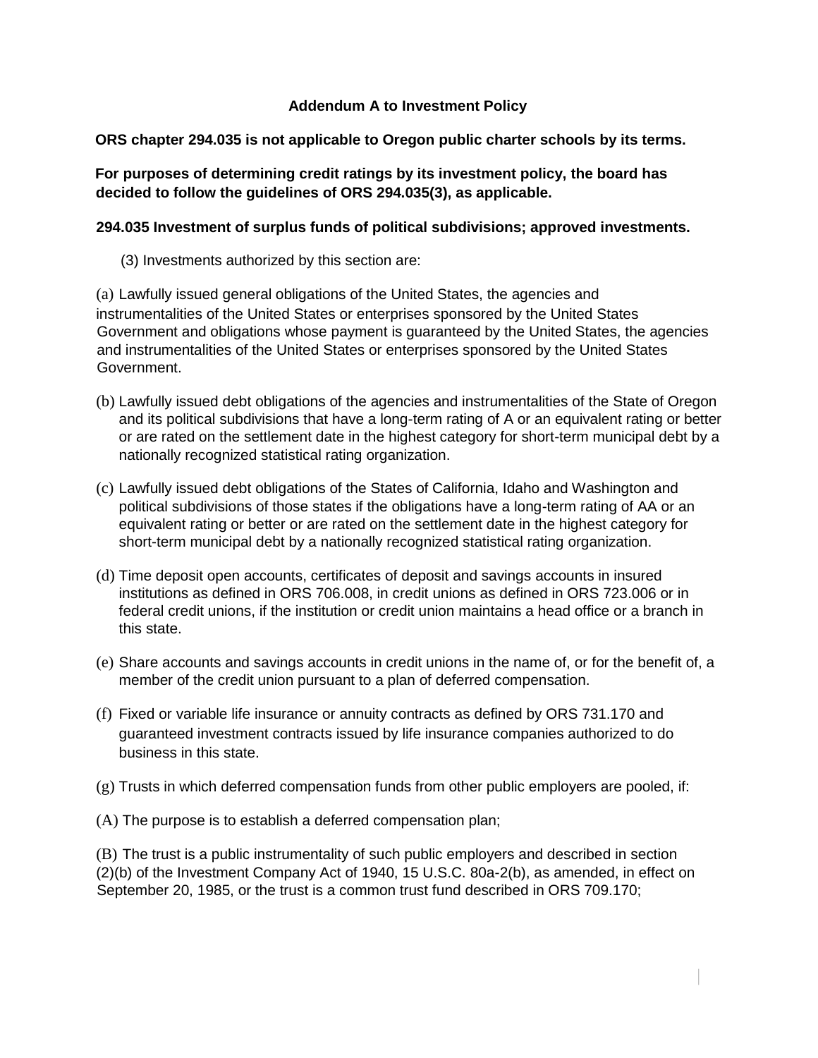## Addendum A to Investment Policy

**ORS chapter 294.035 is not applicable to Oregon public charter schools by its terms.**

**For purposes of determining credit ratings by its investment policy, the board has decided to follow the guidelines of ORS 294.035(3), as applicable.**

**294.035 Investment of surplus funds of political subdivisions; approved investments.**

(3) Investments authorized by this section are:

(a) Lawfully issued general obligations of the United States, the agencies and instrumentalities of the United States or enterprises sponsored by the United States Government and obligations whose payment is guaranteed by the United States, the agencies and instrumentalities of the United States or enterprises sponsored by the United States Government.

(b) Lawfully issued debt obligations of the agencies and instrumentalities of the State of Oregon and its political subdivisions that have a long-term rating of A or an equivalent rating or better or are rated on the settlement date in the highest category for short-term municipal debt by a nationally recognized statistical rating organization.

(c) Lawfully issued debt obligations of the States of California, Idaho and Washington and political subdivisions of those states if the obligations have a long-term rating of AA or an equivalent rating or better or are rated on the settlement date in the highest category for short-term municipal debt by a nationally recognized statistical rating organization.

(d) Time deposit open accounts, certificates of deposit and savings accounts in insured institutions as defined in ORS 706.008, in credit unions as defined in ORS 723.006 or in federal credit unions, if the institution or credit union maintains a head office or a branch in this state.

(e) Share accounts and savings accounts in credit unions in the name of, or for the benefit of, a member of the credit union pursuant to a plan of deferred compensation.

(f) Fixed or variable life insurance or annuity contracts as defined by ORS 731.170 and guaranteed investment contracts issued by life insurance companies authorized to do business in this state.

(g) Trusts in which deferred compensation funds from other public employers are pooled, if:

(A) The purpose is to establish a deferred compensation plan;

(B) The trust is a public instrumentality of such public employers and described in section (2)(b) of the Investment Company Act of 1940, 15 U.S.C. 80a-2(b), as amended, in effect on September 20, 1985, or the trust is a common trust fund described in ORS 709.170;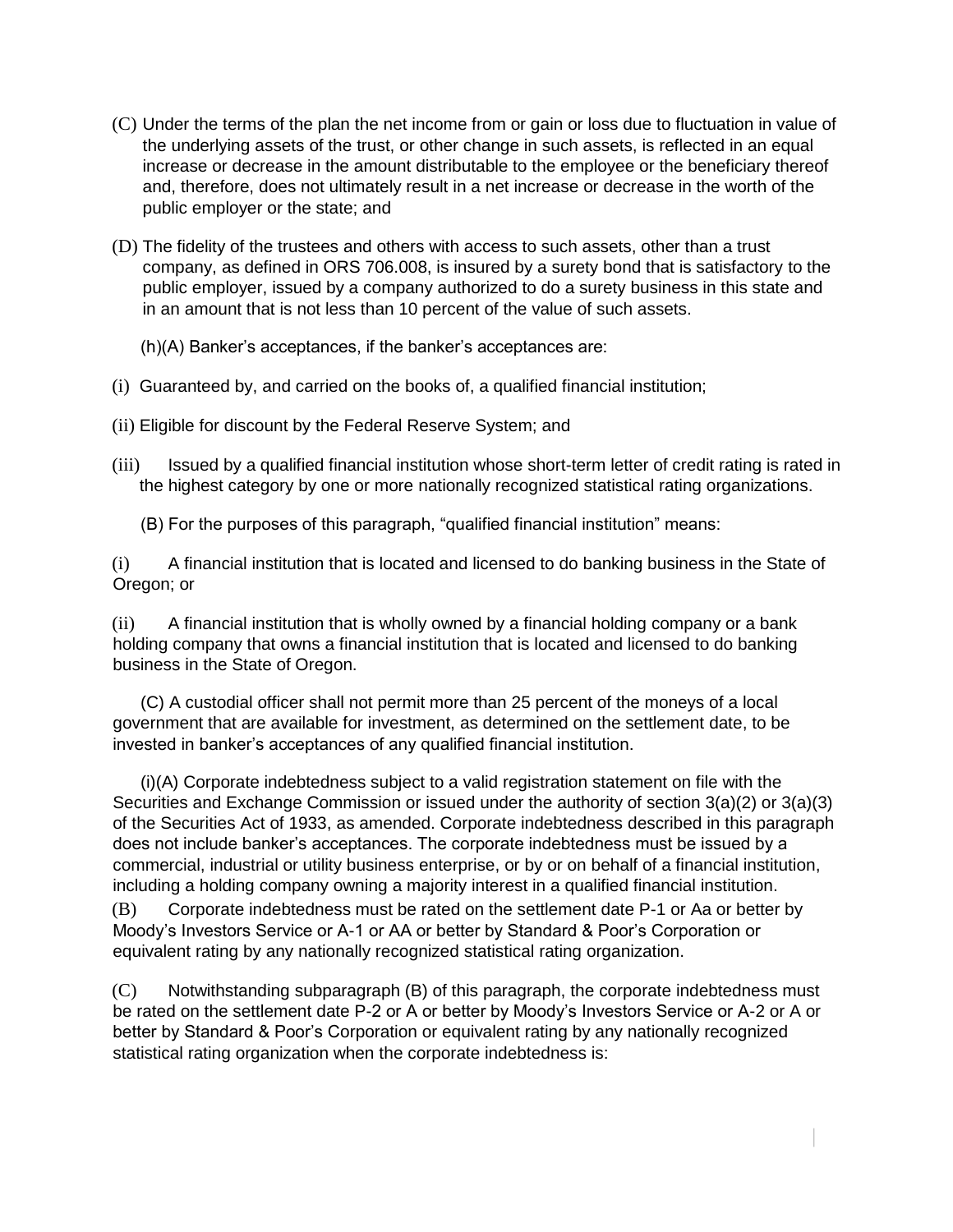(C) Under the terms of the plan the net income from or gain or loss due to fluctuation in value of the underlying assets of the trust, or other change in such assets, is reflected in an equal increase or decrease in the amount distributable to the employee or the beneficiary thereof and, therefore, does not ultimately result in a net increase or decrease in the worth of the public employer or the state; and

(D) The fidelity of the trustees and others with access to such assets, other than a trust company, as defined in ORS 706.008, is insured by a surety bond that is satisfactory to the public employer, issued by a company authorized to do a surety business in this state and in an amount that is not less than 10 percent of the value of such assets.

(h)(A) Banker's acceptances, if the banker's acceptances are:

(i) Guaranteed by, and carried on the books of, a qualified financial institution;

(ii) Eligible for discount by the Federal Reserve System; and

(iii) Issued by a qualified financial institution whose short-term letter of credit rating is rated in the highest category by one or more nationally recognized statistical rating organizations.

(B) For the purposes of this paragraph, "qualified financial institution" means:

(i) A financial institution that is located and licensed to do banking business in the State of Oregon; or

(ii) A financial institution that is wholly owned by a financial holding company or a bank holding company that owns a financial institution that is located and licensed to do banking business in the State of Oregon.

(C) A custodial officer shall not permit more than 25 percent of the moneys of a local government that are available for investment, as determined on the settlement date, to be invested in banker's acceptances of any qualified financial institution.

(i)(A) Corporate indebtedness subject to a valid registration statement on file with the Securities and Exchange Commission or issued under the authority of section 3(a)(2) or 3(a)(3) of the Securities Act of 1933, as amended. Corporate indebtedness described in this paragraph does not include banker's acceptances. The corporate indebtedness must be issued by a commercial, industrial or utility business enterprise, or by or on behalf of a financial institution, including a holding company owning a majority interest in a qualified financial institution.

(B) Corporate indebtedness must be rated on the settlement date P-1 or Aa or better by Moody's Investors Service or A-1 or AA or better by Standard & Poor's Corporation or equivalent rating by any nationally recognized statistical rating organization.

(C) Notwithstanding subparagraph (B) of this paragraph, the corporate indebtedness must be rated on the settlement date P-2 or A or better by Moody's Investors Service or A-2 or A or better by Standard & Poor's Corporation or equivalent rating by any nationally recognized statistical rating organization when the corporate indebtedness is: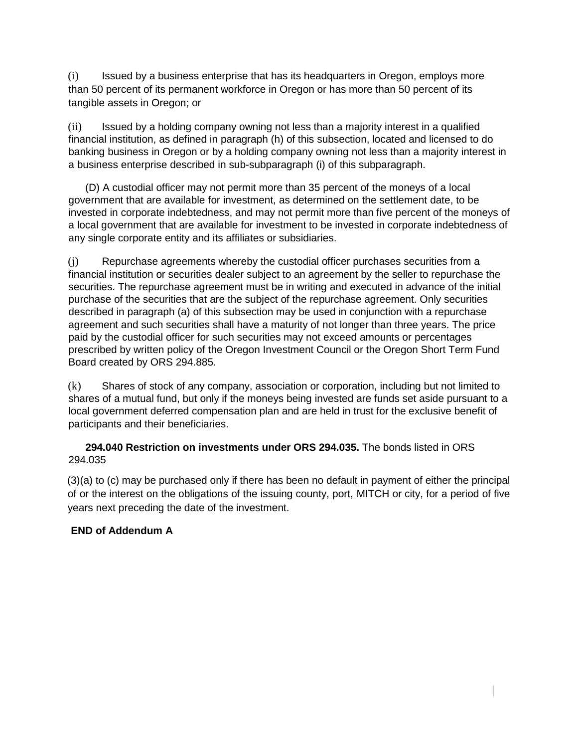(i) Issued by a business enterprise that has its headquarters in Oregon, employs more than 50 percent of its permanent workforce in Oregon or has more than 50 percent of its tangible assets in Oregon; or

(ii) Issued by a holding company owning not less than a majority interest in a qualified financial institution, as defined in paragraph (h) of this subsection, located and licensed to do banking business in Oregon or by a holding company owning not less than a majority interest in a business enterprise described in sub-subparagraph (i) of this subparagraph.

(D) A custodial officer may not permit more than 35 percent of the moneys of a local government that are available for investment, as determined on the settlement date, to be invested in corporate indebtedness, and may not permit more than five percent of the moneys of a local government that are available for investment to be invested in corporate indebtedness of any single corporate entity and its affiliates or subsidiaries.

(j) Repurchase agreements whereby the custodial officer purchases securities from a financial institution or securities dealer subject to an agreement by the seller to repurchase the securities. The repurchase agreement must be in writing and executed in advance of the initial purchase of the securities that are the subject of the repurchase agreement. Only securities described in paragraph (a) of this subsection may be used in conjunction with a repurchase agreement and such securities shall have a maturity of not longer than three years. The price paid by the custodial officer for such securities may not exceed amounts or percentages prescribed by written policy of the Oregon Investment Council or the Oregon Short Term Fund Board created by ORS 294.885.

(k) Shares of stock of any company, association or corporation, including but not limited to shares of a mutual fund, but only if the moneys being invested are funds set aside pursuant to a local government deferred compensation plan and are held in trust for the exclusive benefit of participants and their beneficiaries.

**294.040 Restriction on investments under ORS 294.035.** The bonds listed in ORS 294.035

(3)(a) to (c) may be purchased only if there has been no default in payment of either the principal of or the interest on the obligations of the issuing county, port, MITCH or city, for a period of five years next preceding the date of the investment.

**END of Addendum A**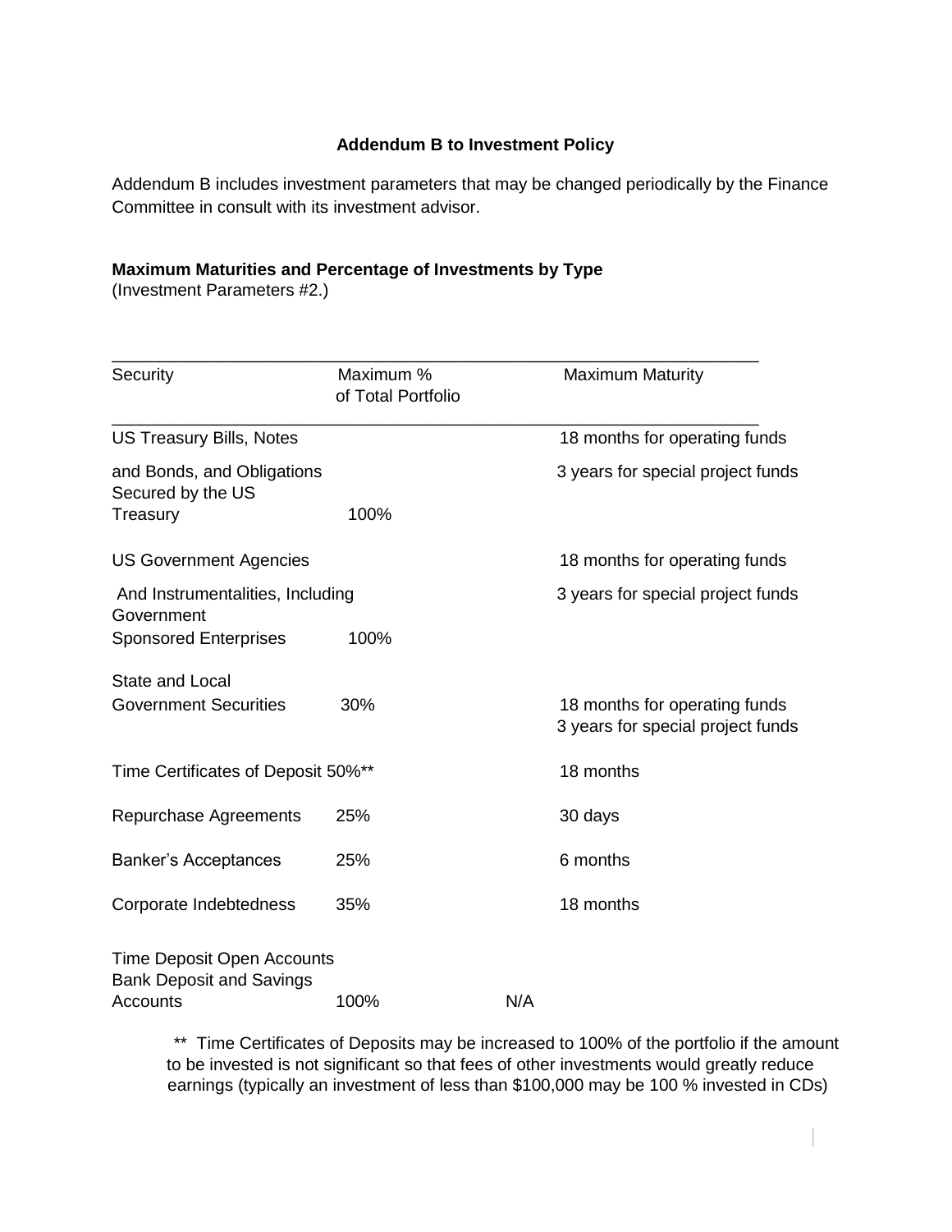**Addendum B to Investment Policy**

Addendum B includes investment parameters that may be changed periodically by the Finance Committee in consult with its investment advisor.

**Maximum Maturities and Percentage of Investments by Type**
(Investment Parameters #2.)

| Security | Maximum % of Total Portfolio | Maximum Maturity |
|---|---|---|
| US Treasury Bills, Notes and Bonds, and Obligations Secured by the US Treasury | 100% | 18 months for operating funds<br>3 years for special project funds |
| US Government Agencies And Instrumentalities, Including Government Sponsored Enterprises | 100% | 18 months for operating funds<br>3 years for special project funds |
| State and Local Government Securities | 30% | 18 months for operating funds<br>3 years for special project funds |
| Time Certificates of Deposit | 50%** | 18 months |
| Repurchase Agreements | 25% | 30 days |
| Banker's Acceptances | 25% | 6 months |
| Corporate Indebtedness | 35% | 18 months |
| Time Deposit Open Accounts Bank Deposit and Savings Accounts | 100% | N/A |

** Time Certificates of Deposits may be increased to 100% of the portfolio if the amount to be invested is not significant so that fees of other investments would greatly reduce earnings (typically an investment of less than $100,000 may be 100 % invested in CDs)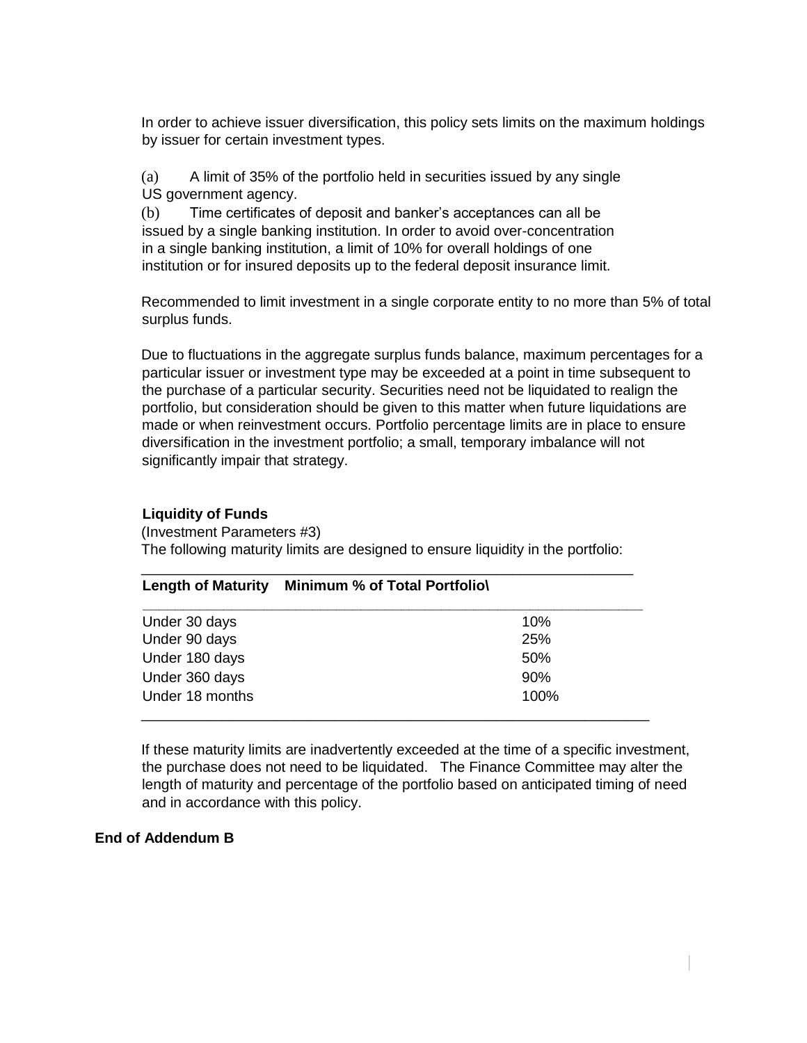In order to achieve issuer diversification, this policy sets limits on the maximum holdings by issuer for certain investment types.

(a) A limit of 35% of the portfolio held in securities issued by any single US government agency.

(b) Time certificates of deposit and banker's acceptances can all be issued by a single banking institution. In order to avoid over-concentration in a single banking institution, a limit of 10% for overall holdings of one institution or for insured deposits up to the federal deposit insurance limit.

Recommended to limit investment in a single corporate entity to no more than 5% of total surplus funds.

Due to fluctuations in the aggregate surplus funds balance, maximum percentages for a particular issuer or investment type may be exceeded at a point in time subsequent to the purchase of a particular security. Securities need not be liquidated to realign the portfolio, but consideration should be given to this matter when future liquidations are made or when reinvestment occurs. Portfolio percentage limits are in place to ensure diversification in the investment portfolio; a small, temporary imbalance will not significantly impair that strategy.

**Liquidity of Funds**

(Investment Parameters #3)

The following maturity limits are designed to ensure liquidity in the portfolio:

| Length of Maturity | Minimum % of Total Portfolio\ |
|---|---|
| Under 30 days | 10% |
| Under 90 days | 25% |
| Under 180 days | 50% |
| Under 360 days | 90% |
| Under 18 months | 100% |

If these maturity limits are inadvertently exceeded at the time of a specific investment, the purchase does not need to be liquidated. The Finance Committee may alter the length of maturity and percentage of the portfolio based on anticipated timing of need and in accordance with this policy.

**End of Addendum B**